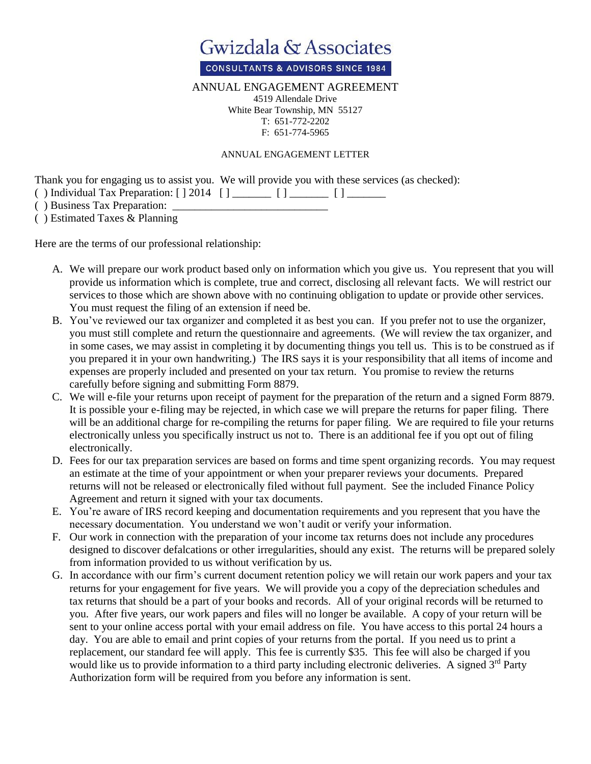# Gwizdala & Associates

CONSULTANTS & ADVISORS SINCE 1984

ANNUAL ENGAGEMENT AGREEMENT

4519 Allendale Drive
White Bear Township, MN 55127
T: 651-772-2202
F: 651-774-5965

ANNUAL ENGAGEMENT LETTER

Thank you for engaging us to assist you. We will provide you with these services (as checked):

( ) Individual Tax Preparation: [ ] 2014 [ ] _______ [ ] _______ [ ] _______
( ) Business Tax Preparation: ____________________________
( ) Estimated Taxes & Planning

Here are the terms of our professional relationship:

A. We will prepare our work product based only on information which you give us. You represent that you will provide us information which is complete, true and correct, disclosing all relevant facts. We will restrict our services to those which are shown above with no continuing obligation to update or provide other services. You must request the filing of an extension if need be.

B. You've reviewed our tax organizer and completed it as best you can. If you prefer not to use the organizer, you must still complete and return the questionnaire and agreements. (We will review the tax organizer, and in some cases, we may assist in completing it by documenting things you tell us. This is to be construed as if you prepared it in your own handwriting.) The IRS says it is your responsibility that all items of income and expenses are properly included and presented on your tax return. You promise to review the returns carefully before signing and submitting Form 8879.

C. We will e-file your returns upon receipt of payment for the preparation of the return and a signed Form 8879. It is possible your e-filing may be rejected, in which case we will prepare the returns for paper filing. There will be an additional charge for re-compiling the returns for paper filing. We are required to file your returns electronically unless you specifically instruct us not to. There is an additional fee if you opt out of filing electronically.

D. Fees for our tax preparation services are based on forms and time spent organizing records. You may request an estimate at the time of your appointment or when your preparer reviews your documents. Prepared returns will not be released or electronically filed without full payment. See the included Finance Policy Agreement and return it signed with your tax documents.

E. You're aware of IRS record keeping and documentation requirements and you represent that you have the necessary documentation. You understand we won't audit or verify your information.

F. Our work in connection with the preparation of your income tax returns does not include any procedures designed to discover defalcations or other irregularities, should any exist. The returns will be prepared solely from information provided to us without verification by us.

G. In accordance with our firm's current document retention policy we will retain our work papers and your tax returns for your engagement for five years. We will provide you a copy of the depreciation schedules and tax returns that should be a part of your books and records. All of your original records will be returned to you. After five years, our work papers and files will no longer be available. A copy of your return will be sent to your online access portal with your email address on file. You have access to this portal 24 hours a day. You are able to email and print copies of your returns from the portal. If you need us to print a replacement, our standard fee will apply. This fee is currently $35. This fee will also be charged if you would like us to provide information to a third party including electronic deliveries. A signed 3rd Party Authorization form will be required from you before any information is sent.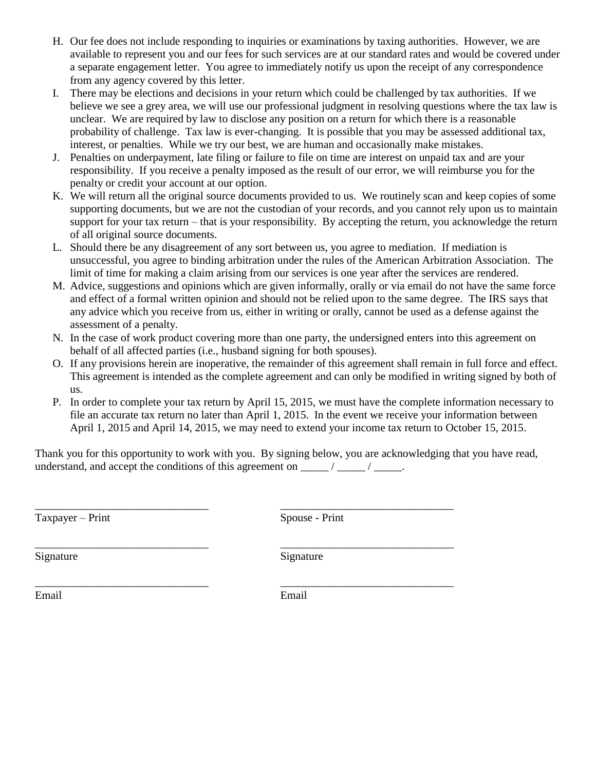H. Our fee does not include responding to inquiries or examinations by taxing authorities. However, we are available to represent you and our fees for such services are at our standard rates and would be covered under a separate engagement letter. You agree to immediately notify us upon the receipt of any correspondence from any agency covered by this letter.

I. There may be elections and decisions in your return which could be challenged by tax authorities. If we believe we see a grey area, we will use our professional judgment in resolving questions where the tax law is unclear. We are required by law to disclose any position on a return for which there is a reasonable probability of challenge. Tax law is ever-changing. It is possible that you may be assessed additional tax, interest, or penalties. While we try our best, we are human and occasionally make mistakes.

J. Penalties on underpayment, late filing or failure to file on time are interest on unpaid tax and are your responsibility. If you receive a penalty imposed as the result of our error, we will reimburse you for the penalty or credit your account at our option.

K. We will return all the original source documents provided to us. We routinely scan and keep copies of some supporting documents, but we are not the custodian of your records, and you cannot rely upon us to maintain support for your tax return – that is your responsibility. By accepting the return, you acknowledge the return of all original source documents.

L. Should there be any disagreement of any sort between us, you agree to mediation. If mediation is unsuccessful, you agree to binding arbitration under the rules of the American Arbitration Association. The limit of time for making a claim arising from our services is one year after the services are rendered.

M. Advice, suggestions and opinions which are given informally, orally or via email do not have the same force and effect of a formal written opinion and should not be relied upon to the same degree. The IRS says that any advice which you receive from us, either in writing or orally, cannot be used as a defense against the assessment of a penalty.

N. In the case of work product covering more than one party, the undersigned enters into this agreement on behalf of all affected parties (i.e., husband signing for both spouses).

O. If any provisions herein are inoperative, the remainder of this agreement shall remain in full force and effect. This agreement is intended as the complete agreement and can only be modified in writing signed by both of us.

P. In order to complete your tax return by April 15, 2015, we must have the complete information necessary to file an accurate tax return no later than April 1, 2015. In the event we receive your information between April 1, 2015 and April 14, 2015, we may need to extend your income tax return to October 15, 2015.

Thank you for this opportunity to work with you. By signing below, you are acknowledging that you have read, understand, and accept the conditions of this agreement on _____ / _____ / _____.

| | |
|---|---|
| _______________________________ | _______________________________ |
| Taxpayer – Print | Spouse - Print |
| _______________________________ | _______________________________ |
| Signature | Signature |
| _______________________________ | _______________________________ |
| Email | Email |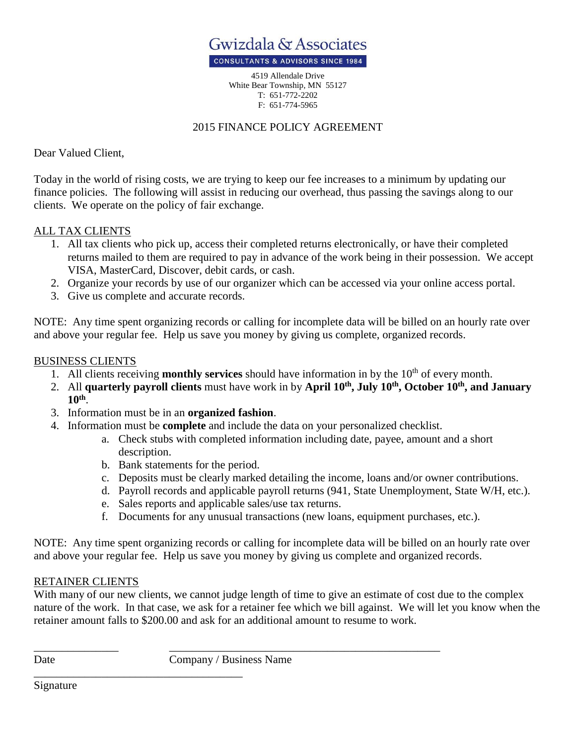# Gwizdala & Associates

CONSULTANTS & ADVISORS SINCE 1984

4519 Allendale Drive
White Bear Township, MN 55127
T: 651-772-2202
F: 651-774-5965

## 2015 FINANCE POLICY AGREEMENT

Dear Valued Client,

Today in the world of rising costs, we are trying to keep our fee increases to a minimum by updating our finance policies. The following will assist in reducing our overhead, thus passing the savings along to our clients. We operate on the policy of fair exchange.

ALL TAX CLIENTS

1. All tax clients who pick up, access their completed returns electronically, or have their completed returns mailed to them are required to pay in advance of the work being in their possession. We accept VISA, MasterCard, Discover, debit cards, or cash.
2. Organize your records by use of our organizer which can be accessed via your online access portal.
3. Give us complete and accurate records.

NOTE: Any time spent organizing records or calling for incomplete data will be billed on an hourly rate over and above your regular fee. Help us save you money by giving us complete, organized records.

BUSINESS CLIENTS

1. All clients receiving **monthly services** should have information in by the 10th of every month.
2. All **quarterly payroll clients** must have work in by **April 10th, July 10th, October 10th, and January 10th**.
3. Information must be in an **organized fashion**.
4. Information must be **complete** and include the data on your personalized checklist.
   a. Check stubs with completed information including date, payee, amount and a short description.
   b. Bank statements for the period.
   c. Deposits must be clearly marked detailing the income, loans and/or owner contributions.
   d. Payroll records and applicable payroll returns (941, State Unemployment, State W/H, etc.).
   e. Sales reports and applicable sales/use tax returns.
   f. Documents for any unusual transactions (new loans, equipment purchases, etc.).

NOTE: Any time spent organizing records or calling for incomplete data will be billed on an hourly rate over and above your regular fee. Help us save you money by giving us complete and organized records.

RETAINER CLIENTS

With many of our new clients, we cannot judge length of time to give an estimate of cost due to the complex nature of the work. In that case, we ask for a retainer fee which we bill against. We will let you know when the retainer amount falls to $200.00 and ask for an additional amount to resume to work.

_______________ &nbsp;&nbsp;&nbsp;&nbsp; ______________________________________________

Date &nbsp;&nbsp;&nbsp;&nbsp; Company / Business Name

____________________________________

Signature